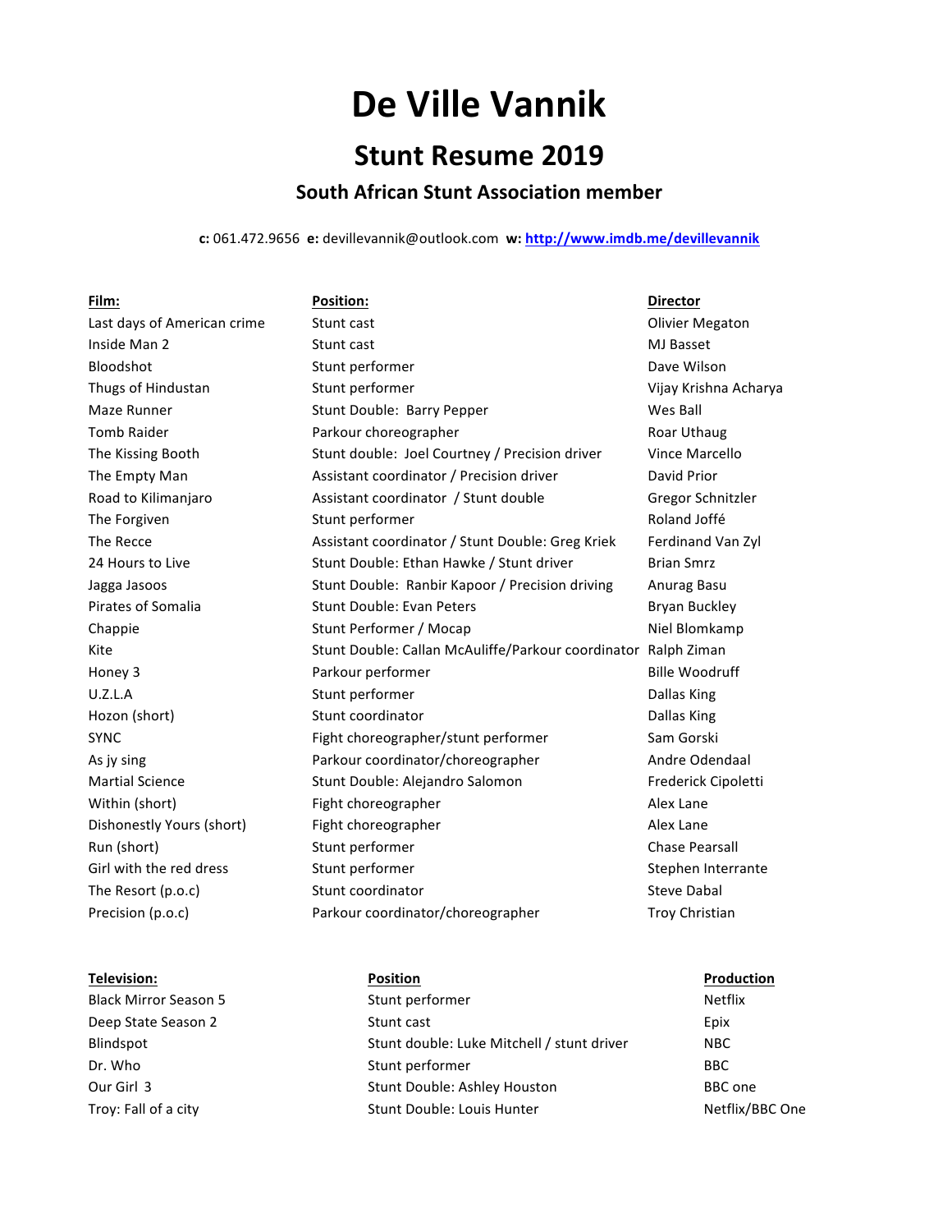# De Ville Vannik

## Stunt Resume 2019

### South African Stunt Association member

**c:** 061.472.9656 **e:** devillevannik@outlook.com **w:** [http://www.imdb.me/devillevannik](http://www.imdb.me/devillevannik)

| **Film:** | **Position:** | **Director** |
|---|---|---|
| Last days of American crime | Stunt cast | Olivier Megaton |
| Inside Man 2 | Stunt cast | MJ Basset |
| Bloodshot | Stunt performer | Dave Wilson |
| Thugs of Hindustan | Stunt performer | Vijay Krishna Acharya |
| Maze Runner | Stunt Double: Barry Pepper | Wes Ball |
| Tomb Raider | Parkour choreographer | Roar Uthaug |
| The Kissing Booth | Stunt double: Joel Courtney / Precision driver | Vince Marcello |
| The Empty Man | Assistant coordinator / Precision driver | David Prior |
| Road to Kilimanjaro | Assistant coordinator / Stunt double | Gregor Schnitzler |
| The Forgiven | Stunt performer | Roland Joffé |
| The Recce | Assistant coordinator / Stunt Double: Greg Kriek | Ferdinand Van Zyl |
| 24 Hours to Live | Stunt Double: Ethan Hawke / Stunt driver | Brian Smrz |
| Jagga Jasoos | Stunt Double: Ranbir Kapoor / Precision driving | Anurag Basu |
| Pirates of Somalia | Stunt Double: Evan Peters | Bryan Buckley |
| Chappie | Stunt Performer / Mocap | Niel Blomkamp |
| Kite | Stunt Double: Callan McAuliffe/Parkour coordinator | Ralph Ziman |
| Honey 3 | Parkour performer | Bille Woodruff |
| U.Z.L.A | Stunt performer | Dallas King |
| Hozon (short) | Stunt coordinator | Dallas King |
| SYNC | Fight choreographer/stunt performer | Sam Gorski |
| As jy sing | Parkour coordinator/choreographer | Andre Odendaal |
| Martial Science | Stunt Double: Alejandro Salomon | Frederick Cipoletti |
| Within (short) | Fight choreographer | Alex Lane |
| Dishonestly Yours (short) | Fight choreographer | Alex Lane |
| Run (short) | Stunt performer | Chase Pearsall |
| Girl with the red dress | Stunt performer | Stephen Interrante |
| The Resort (p.o.c) | Stunt coordinator | Steve Dabal |
| Precision (p.o.c) | Parkour coordinator/choreographer | Troy Christian |

| **Television:** | **Position** | **Production** |
|---|---|---|
| Black Mirror Season 5 | Stunt performer | Netflix |
| Deep State Season 2 | Stunt cast | Epix |
| Blindspot | Stunt double: Luke Mitchell / stunt driver | NBC |
| Dr. Who | Stunt performer | BBC |
| Our Girl 3 | Stunt Double: Ashley Houston | BBC one |
| Troy: Fall of a city | Stunt Double: Louis Hunter | Netflix/BBC One |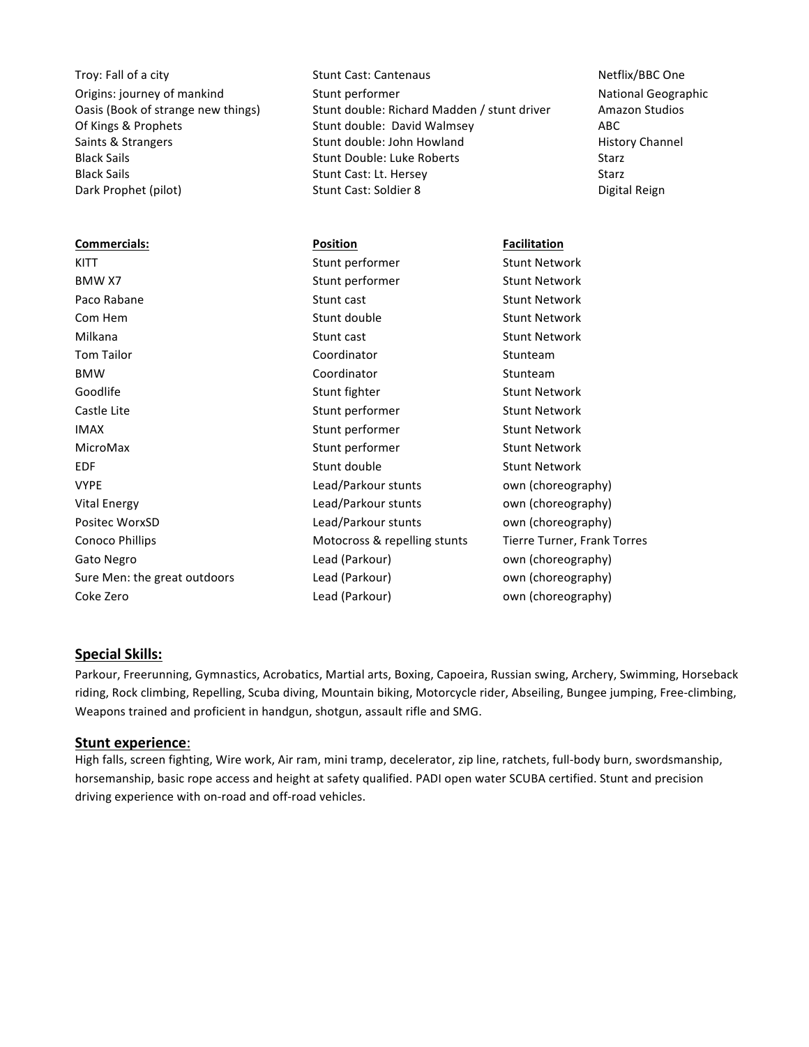| | | |
|---|---|---|
| Troy: Fall of a city | Stunt Cast: Cantenaus | Netflix/BBC One |
| Origins: journey of mankind | Stunt performer | National Geographic |
| Oasis (Book of strange new things) | Stunt double: Richard Madden / stunt driver | Amazon Studios |
| Of Kings & Prophets | Stunt double: David Walmsey | ABC |
| Saints & Strangers | Stunt double: John Howland | History Channel |
| Black Sails | Stunt Double: Luke Roberts | Starz |
| Black Sails | Stunt Cast: Lt. Hersey | Starz |
| Dark Prophet (pilot) | Stunt Cast: Soldier 8 | Digital Reign |

| **Commercials:** | **Position** | **Facilitation** |
|---|---|---|
| KITT | Stunt performer | Stunt Network |
| BMW X7 | Stunt performer | Stunt Network |
| Paco Rabane | Stunt cast | Stunt Network |
| Com Hem | Stunt double | Stunt Network |
| Milkana | Stunt cast | Stunt Network |
| Tom Tailor | Coordinator | Stunteam |
| BMW | Coordinator | Stunteam |
| Goodlife | Stunt fighter | Stunt Network |
| Castle Lite | Stunt performer | Stunt Network |
| IMAX | Stunt performer | Stunt Network |
| MicroMax | Stunt performer | Stunt Network |
| EDF | Stunt double | Stunt Network |
| VYPE | Lead/Parkour stunts | own (choreography) |
| Vital Energy | Lead/Parkour stunts | own (choreography) |
| Positec WorxSD | Lead/Parkour stunts | own (choreography) |
| Conoco Phillips | Motocross & repelling stunts | Tierre Turner, Frank Torres |
| Gato Negro | Lead (Parkour) | own (choreography) |
| Sure Men: the great outdoors | Lead (Parkour) | own (choreography) |
| Coke Zero | Lead (Parkour) | own (choreography) |

## Special Skills:

Parkour, Freerunning, Gymnastics, Acrobatics, Martial arts, Boxing, Capoeira, Russian swing, Archery, Swimming, Horseback riding, Rock climbing, Repelling, Scuba diving, Mountain biking, Motorcycle rider, Abseiling, Bungee jumping, Free-climbing, Weapons trained and proficient in handgun, shotgun, assault rifle and SMG.

## Stunt experience:

High falls, screen fighting, Wire work, Air ram, mini tramp, decelerator, zip line, ratchets, full-body burn, swordsmanship, horsemanship, basic rope access and height at safety qualified. PADI open water SCUBA certified. Stunt and precision driving experience with on-road and off-road vehicles.